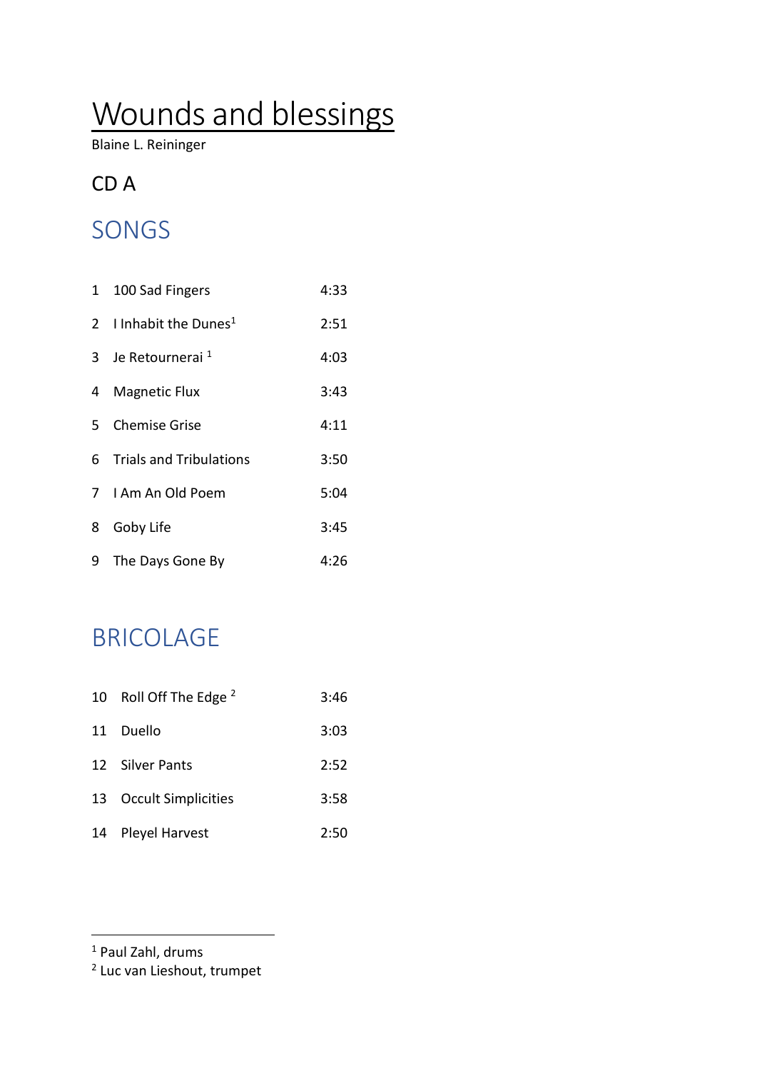# Wounds and blessings

Blaine L. Reininger

## CD A

## SONGS

| | | |
|---|---|---|
| 1 | 100 Sad Fingers | 4:33 |
| 2 | I Inhabit the Dunes[1] | 2:51 |
| 3 | Je Retournerai [1] | 4:03 |
| 4 | Magnetic Flux | 3:43 |
| 5 | Chemise Grise | 4:11 |
| 6 | Trials and Tribulations | 3:50 |
| 7 | I Am An Old Poem | 5:04 |
| 8 | Goby Life | 3:45 |
| 9 | The Days Gone By | 4:26 |

## BRICOLAGE

| | | |
|---|---|---|
| 10 | Roll Off The Edge [2] | 3:46 |
| 11 | Duello | 3:03 |
| 12 | Silver Pants | 2:52 |
| 13 | Occult Simplicities | 3:58 |
| 14 | Pleyel Harvest | 2:50 |

---

[1] Paul Zahl, drums

[2] Luc van Lieshout, trumpet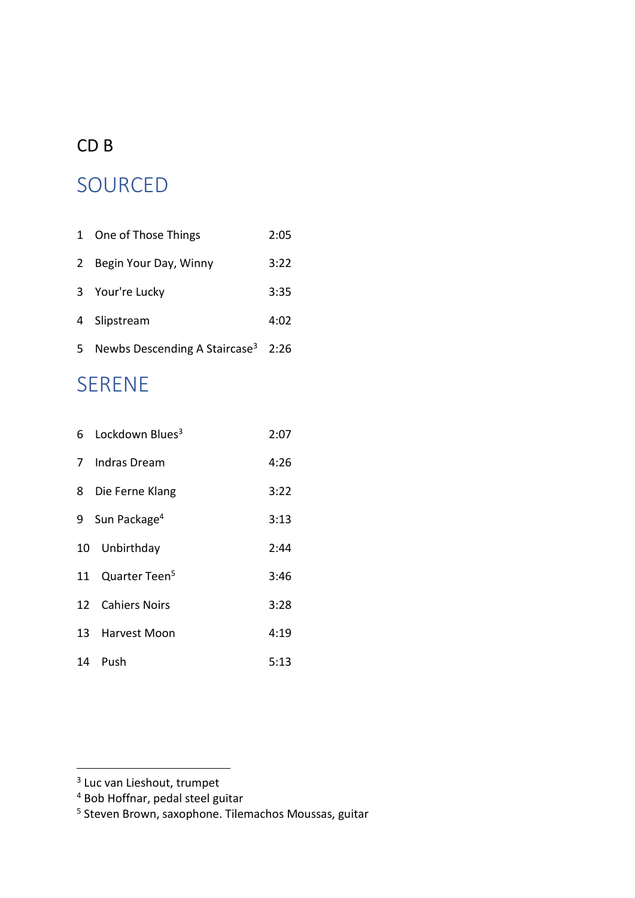CD B

## SOURCED

| | | |
|---|---|---|
| 1 | One of Those Things | 2:05 |
| 2 | Begin Your Day, Winny | 3:22 |
| 3 | Your're Lucky | 3:35 |
| 4 | Slipstream | 4:02 |
| 5 | Newbs Descending A Staircase[3] | 2:26 |

## SERENE

| | | |
|---|---|---|
| 6 | Lockdown Blues[3] | 2:07 |
| 7 | Indras Dream | 4:26 |
| 8 | Die Ferne Klang | 3:22 |
| 9 | Sun Package[4] | 3:13 |
| 10 | Unbirthday | 2:44 |
| 11 | Quarter Teen[5] | 3:46 |
| 12 | Cahiers Noirs | 3:28 |
| 13 | Harvest Moon | 4:19 |
| 14 | Push | 5:13 |

---

[3] Luc van Lieshout, trumpet
[4] Bob Hoffnar, pedal steel guitar
[5] Steven Brown, saxophone. Tilemachos Moussas, guitar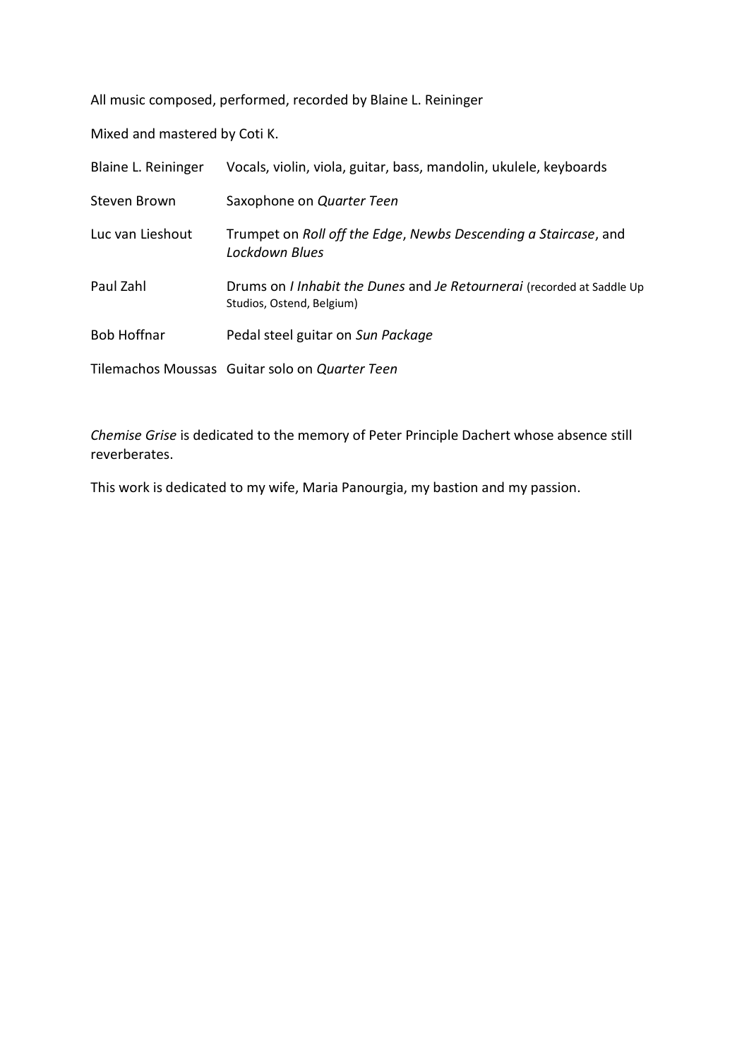All music composed, performed, recorded by Blaine L. Reininger

Mixed and mastered by Coti K.

| | |
|---|---|
| Blaine L. Reininger | Vocals, violin, viola, guitar, bass, mandolin, ukulele, keyboards |
| Steven Brown | Saxophone on *Quarter Teen* |
| Luc van Lieshout | Trumpet on *Roll off the Edge*, *Newbs Descending a Staircase*, and *Lockdown Blues* |
| Paul Zahl | Drums on *I Inhabit the Dunes* and *Je Retournerai* (recorded at Saddle Up Studios, Ostend, Belgium) |
| Bob Hoffnar | Pedal steel guitar on *Sun Package* |
| Tilemachos Moussas | Guitar solo on *Quarter Teen* |

*Chemise Grise* is dedicated to the memory of Peter Principle Dachert whose absence still reverberates.

This work is dedicated to my wife, Maria Panourgia, my bastion and my passion.